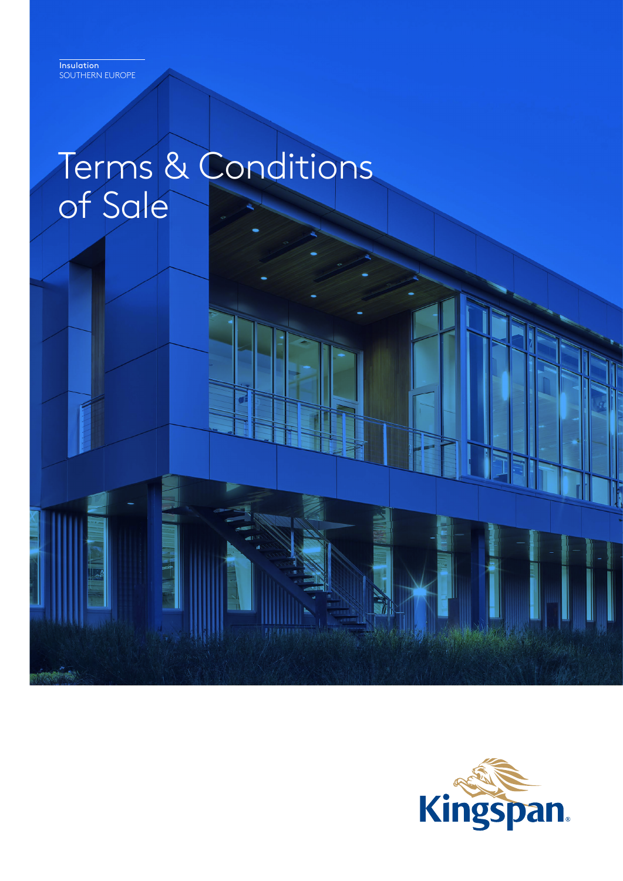Insulation
SOUTHERN EUROPE

# Terms & Conditions of Sale

Kingspan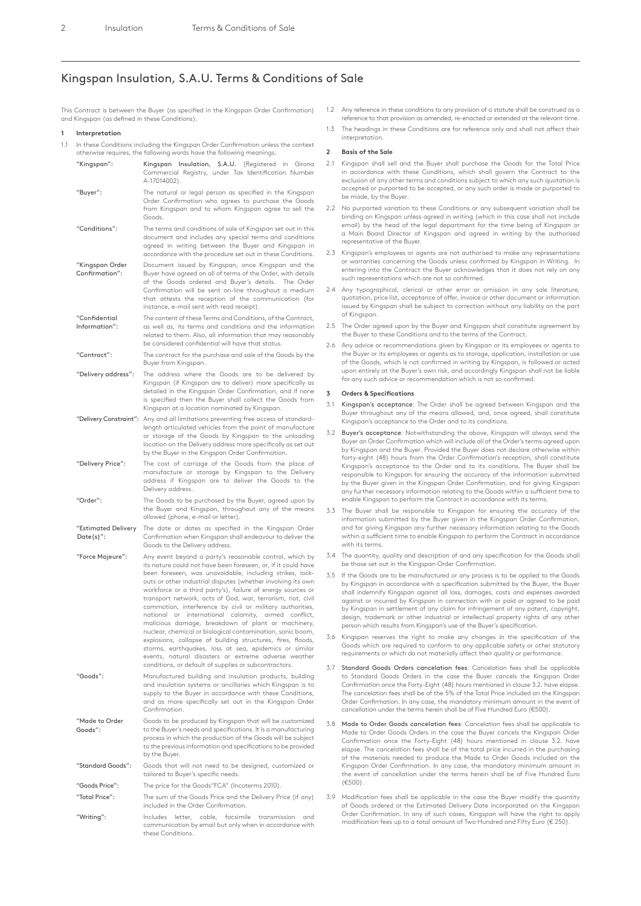## Kingspan Insulation, S.A.U. Terms & Conditions of Sale

This Contract is between the Buyer (as specified in the Kingspan Order Confirmation) and Kingspan (as defined in these Conditions).

**1 Interpretation**

1.1 In these Conditions including the Kingspan Order Confirmation unless the context otherwise requires, the following words have the following meanings:

| | |
|---|---|
| "Kingspan": | **Kingspan Insulation, S.A.U.** (Registered in Girona Commercial Registry, under Tax Identification Number A-17014002). |
| "Buyer": | The natural or legal person as specified in the Kingspan Order Confirmation who agrees to purchase the Goods from Kingspan and to whom Kingspan agree to sell the Goods. |
| "Conditions": | The terms and conditions of sale of Kingspan set out in this document and includes any special terms and conditions agreed in writing between the Buyer and Kingspan in accordance with the procedure set out in these Conditions. |
| "Kingspan Order Confirmation": | Document issued by Kingspan, once Kingspan and the Buyer have agreed on all of terms of the Order, with details of the Goods ordered and Buyer's details. The Order Confirmation will be sent on-line throughout a medium that attests the reception of the communication (for instance, e-mail sent with read receipt). |
| "Confidential Information": | The content of these Terms and Conditions, of the Contract, as well as, its terms and conditions and the information related to them. Also, all information that may reasonably be considered confidential will have that status. |
| "Contract": | The contract for the purchase and sale of the Goods by the Buyer from Kingspan. |
| "Delivery address": | The address where the Goods are to be delivered by Kingspan (if Kingspan are to deliver) more specifically as detailed in the Kingspan Order Confirmation, and if none is specified then the Buyer shall collect the Goods from Kingspan at a location nominated by Kingspan. |
| "Delivery Constraint": | Any and all limitations preventing free access of standard-length articulated vehicles from the point of manufacture or storage of the Goods by Kingspan to the unloading location on the Delivery address more specifically as set out by the Buyer in the Kingspan Order Confirmation. |
| "Delivery Price": | The cost of carriage of the Goods from the place of manufacture or storage by Kingspan to the Delivery address if Kingspan are to deliver the Goods to the Delivery address. |
| "Order": | The Goods to be purchased by the Buyer, agreed upon by the Buyer and Kingspan, throughout any of the means allowed (phone, e-mail or letter). |
| "Estimated Delivery Date(s)": | The date or dates as specified in the Kingspan Order Confirmation when Kingspan shall endeavour to deliver the Goods to the Delivery address. |
| "Force Majeure": | Any event beyond a party's reasonable control, which by its nature could not have been foreseen, or, if it could have been foreseen, was unavoidable, including strikes, lock-outs or other industrial disputes (whether involving its own workforce or a third party's), failure of energy sources or transport network, acts of God, war, terrorism, riot, civil commotion, interference by civil or military authorities, national or international calamity, armed conflict, malicious damage, breakdown of plant or machinery, nuclear, chemical or biological contamination, sonic boom, explosions, collapse of building structures, fires, floods, storms, earthquakes, loss at sea, epidemics or similar events, natural disasters or extreme adverse weather conditions, or default of supplies or subcontractors. |
| "Goods": | Manufactured building and insulation products, building and insulation systems or ancillaries which Kingspan is to supply to the Buyer in accordance with these Conditions, and as more specifically set out in the Kingspan Order Confirmation. |
| "Made to Order Goods": | Goods to be produced by Kingspan that will be customized to the Buyer's needs and specifications. It is a manufacturing process in which the production of the Goods will be subject to the previous information and specifications to be provided by the Buyer. |
| "Standard Goods": | Goods that will not need to be designed, customized or tailored to Buyer's specific needs. |
| "Goods Price": | The price for the Goods"FCA" (Incoterms 2010). |
| "Total Price": | The sum of the Goods Price and the Delivery Price (if any) included in the Order Confirmation. |
| "Writing": | Includes letter, cable, facsimile transmission and communication by email but only when in accordance with these Conditions. |

1.2 Any reference in these conditions to any provision of a statute shall be construed as a reference to that provision as amended, re-enacted or extended at the relevant time.

1.3 The headings in these Conditions are for reference only and shall not affect their interpretation.

**2 Basis of the Sale**

2.1 Kingspan shall sell and the Buyer shall purchase the Goods for the Total Price in accordance with these Conditions, which shall govern the Contract to the exclusion of any other terms and conditions subject to which any such quotation is accepted or purported to be accepted, or any such order is made or purported to be made, by the Buyer.

2.2 No purported variation to these Conditions or any subsequent variation shall be binding on Kingspan unless agreed in writing (which in this case shall not include email) by the head of the legal department for the time being of Kingspan or a Main Board Director of Kingspan and agreed in writing by the authorised representative of the Buyer.

2.3 Kingspan's employees or agents are not authorised to make any representations or warranties concerning the Goods unless confirmed by Kingspan in Writing. In entering into the Contract the Buyer acknowledges that it does not rely on any such representations which are not so confirmed.

2.4 Any typographical, clerical or other error or omission in any sale literature, quotation, price list, acceptance of offer, invoice or other document or information issued by Kingspan shall be subject to correction without any liability on the part of Kingspan.

2.5 The Order agreed upon by the Buyer and Kingspan shall constitute agreement by the Buyer to these Conditions and to the terms of the Contract.

2.6 Any advice or recommendations given by Kingspan or its employees or agents to the Buyer or its employees or agents as to storage, application, installation or use of the Goods, which is not confirmed in writing by Kingspan, is followed or acted upon entirely at the Buyer's own risk, and accordingly Kingspan shall not be liable for any such advice or recommendation which is not so confirmed.

**3 Orders & Specifications**

3.1 **Kingspan's acceptance**: The Order shall be agreed between Kingspan and the Buyer throughout any of the means allowed, and, once agreed, shall constitute Kingspan's acceptance to the Order and to its conditions.

3.2 **Buyer's acceptance**: Notwithstanding the above, Kingspan will always send the Buyer an Order Confirmation which will include all of the Order's terms agreed upon by Kingspan and the Buyer. Provided the Buyer does not declare otherwise within forty-eight (48) hours from the Order Confirmation's reception, shall constitute Kingspan's acceptance to the Order and to its conditions. The Buyer shall be responsible to Kingspan for ensuring the accuracy of the information submitted by the Buyer given in the Kingspan Order Confirmation, and for giving Kingspan any further necessary information relating to the Goods within a sufficient time to enable Kingspan to perform the Contract in accordance with its terms.

3.3 The Buyer shall be responsible to Kingspan for ensuring the accuracy of the information submitted by the Buyer given in the Kingspan Order Confirmation, and for giving Kingspan any further necessary information relating to the Goods within a sufficient time to enable Kingspan to perform the Contract in accordance with its terms.

3.4 The quantity, quality and description of and any specification for the Goods shall be those set out in the Kingspan Order Confirmation.

3.5 If the Goods are to be manufactured or any process is to be applied to the Goods by Kingspan in accordance with a specification submitted by the Buyer, the Buyer shall indemnify Kingspan against all loss, damages, costs and expenses awarded against or incurred by Kingspan in connection with or paid or agreed to be paid by Kingspan in settlement of any claim for infringement of any patent, copyright, design, trademark or other industrial or intellectual property rights of any other person which results from Kingspan's use of the Buyer's specification.

3.6 Kingspan reserves the right to make any changes in the specification of the Goods which are required to conform to any applicable safety or other statutory requirements or which do not materially affect their quality or performance.

3.7 **Standard Goods Orders cancelation fees**: Cancelation fees shall be applicable to Standard Goods Orders in the case the Buyer cancels the Kingspan Order Confirmation once the Forty-Eight (48) hours mentioned in clause 3.2. have elapse. The cancelation fees shall be of the 5% of the Total Price included on the Kingspan Order Confirmation. In any case, the mandatory minimum amount in the event of cancellation under the terms herein shall be of Five Hundred Euro (€500).

3.8 **Made to Order Goods cancelation fees**: Cancelation fees shall be applicable to Made to Order Goods Orders in the case the Buyer cancels the Kingspan Order Confirmation once the Forty-Eight (48) hours mentioned in clause 3.2. have elapse. The cancelation fees shall be of the total price incurred in the purchasing of the materials needed to produce the Made to Order Goods included on the Kingspan Order Confirmation. In any case, the mandatory minimum amount in the event of cancellation under the terms herein shall be of Five Hundred Euro (€500).

3.9 Modification fees shall be applicable in the case the Buyer modify the quantity of Goods ordered or the Estimated Delivery Date incorporated on the Kingspan Order Confirmation. In any of such cases, Kingspan will have the right to apply modification fees up to a total amount of Two Hundred and Fifty Euro (€ 250).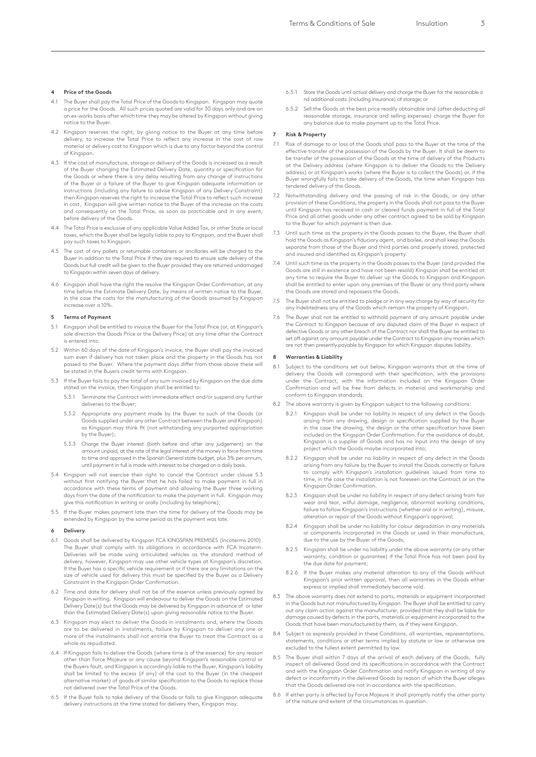## 4 Price of the Goods

4.1 The Buyer shall pay the Total Price of the Goods to Kingspan. Kingspan may quote a price for the Goods. All such prices quoted are valid for 30 days only and are on an ex-works basis after which time they may be altered by Kingspan without giving notice to the Buyer.

4.2 Kingspan reserves the right, by giving notice to the Buyer at any time before delivery, to increase the Total Price to reflect any increase in the cost of raw material or delivery cost to Kingspan which is due to any factor beyond the control of Kingspan.

4.3 If the cost of manufacture, storage or delivery of the Goods is increased as a result of the Buyer changing the Estimated Delivery Date, quantity or specification for the Goods or where there is any delay resulting from any change of instructions of the Buyer or a failure of the Buyer to give Kingspan adequate information or instructions (including any failure to advise Kingspan of any Delivery Constraint) then Kingspan reserves the right to increase the Total Price to reflect such increase in cost, Kingspan will give written notice to the Buyer of the increase on the costs and consequently on the Total Price, as soon as practicable and in any event, before delivery of the Goods.

4.4 The Total Price is exclusive of any applicable Value Added Tax, or other State or local taxes, which the Buyer shall be legally liable to pay to Kingspan, and the Buyer shall pay such taxes to Kingspan.

4.5 The cost of any pallets or returnable containers or ancillaries will be charged to the Buyer in addition to the Total Price if they are required to ensure safe delivery of the Goods but full credit will be given to the Buyer provided they are returned undamaged to Kingspan within seven days of delivery.

4.6 Kingspan shall have the right the resolve the Kingspan Order Confirmation, at any time before the Estimate Delivery Date, by means of written notice to the Buyer, in the case the costs for the manufacturing of the Goods assumed by Kingspan increase over a 10%.

## 5 Terms of Payment

5.1 Kingspan shall be entitled to invoice the Buyer for the Total Price (or, at Kingspan's sole direction the Goods Price or the Delivery Price) at any time after the Contract is entered into.

5.2 Within 60 days of the date of Kingspan's invoice, the Buyer shall pay the invoiced sum even if delivery has not taken place and the property in the Goods has not passed to the Buyer. Where the payment days differ from those above these will be stated in the Buyers credit terms with Kingspan.

5.3 If the Buyer fails to pay the total of any sum invoiced by Kingspan on the due date stated on the invoice, then Kingspan shall be entitled to:

5.3.1 Terminate the Contract with immediate effect and/or suspend any further deliveries to the Buyer;

5.3.2 Appropriate any payment made by the Buyer to such of the Goods (or Goods supplied under any other Contract between the Buyer and Kingspan) as Kingspan may think fit (not withstanding any purported appropriation by the Buyer);

5.3.3 Charge the Buyer interest (both before and after any judgement) on the amount unpaid, at the rate of the legal interest of the money in force from time to time and approved in the Spanish General state budget, plus 3% per annum, until payment in full is made with interest to be charged on a daily basis.

5.4 Kingspan will not exercise their right to cancel the Contract under clause 5.3 without first notifying the Buyer that he has failed to make payment in full in accordance with these terms of payment and allowing the Buyer three working days from the date of the notification to make the payment in full. Kingspan may give this notification in writing or orally (including by telephone);

5.5 If the Buyer makes payment late then the time for delivery of the Goods may be extended by Kingspan by the same period as the payment was late.

## 6 Delivery

6.1 Goods shall be delivered by Kingspan FCA KINGSPAN PREMISES (Incoterms 2010). The Buyer shall comply with its obligations in accordance with FCA Incoterm. Deliveries will be made using articulated vehicles as the standard method of delivery, however, Kingspan may use other vehicle types at Kingspan's discretion. If the Buyer has a specific vehicle requirement or if there are any limitations on the size of vehicle used for delivery this must be specified by the Buyer as a Delivery Constraint in the Kingspan Order Confirmation.

6.2 Time and date for delivery shall not be of the essence unless previously agreed by Kingspan in writing. Kingspan will endeavour to deliver the Goods on the Estimated Delivery Date(s) but the Goods may be delivered by Kingspan in advance of or later than the Estimated Delivery Date(s) upon giving reasonable notice to the Buyer.

6.3 Kingspan may elect to deliver the Goods in instalments and, where the Goods are to be delivered in instalments, failure by Kingspan to deliver any one or more of the instalments shall not entitle the Buyer to treat the Contract as a whole as repudiated.

6.4 If Kingspan fails to deliver the Goods (where time is of the essence) for any reason other than Force Majeure or any cause beyond Kingspan's reasonable control or the Buyers fault, and Kingspan is accordingly liable to the Buyer, Kingspan's liability shall be limited to the excess (if any) of the cost to the Buyer (in the cheapest alternative market) of goods of similar specification to the Goods to replace those not delivered over the Total Price of the Goods.

6.5 If the Buyer fails to take delivery of the Goods or fails to give Kingspan adequate delivery instructions at the time stated for delivery then, Kingspan may:

6.5.1 Store the Goods until actual delivery and charge the Buyer for the reasonable a nd additional costs (including insurance) of storage; or

6.5.2 Sell the Goods at the best price readily obtainable and (after deducting all reasonable storage, insurance and selling expenses) charge the Buyer for any balance due to make payment up to the Total Price.

## 7 Risk & Property

7.1 Risk of damage to or loss of the Goods shall pass to the Buyer at the time of the effective transfer of the possession of the Goods by the Buyer. It shall be deem to be transfer of the possession of the Goods at the time of delivery of the Products at the Delivery address (where Kingspan is to deliver the Goods to the Delivery address) or at Kingspan's works (where the Buyer is to collect the Goods) or, if the Buyer wrongfully fails to take delivery of the Goods, the time when Kingspan has tendered delivery of the Goods.

7.2 Notwithstanding delivery and the passing of risk in the Goods, or any other provision of these Conditions, the property in the Goods shall not pass to the Buyer until Kingspan has received in cash or cleared funds payment in full of the Total Price and all other goods under any other contract agreed to be sold by Kingspan to the Buyer for which payment is then due.

7.3 Until such time as the property in the Goods passes to the Buyer, the Buyer shall hold the Goods as Kingspan's fiduciary agent, and bailee, and shall keep the Goods separate from those of the Buyer and third parties and properly stored, protected and insured and identified as Kingspan's property.

7.4 Until such time as the property in the Goods passes to the Buyer (and provided the Goods are still in existence and have not been resold) Kingspan shall be entitled at any time to require the Buyer to deliver up the Goods to Kingspan and Kingspan shall be entitled to enter upon any premises of the Buyer or any third party where the Goods are stored and repossess the Goods.

7.5 The Buyer shall not be entitled to pledge or in any way charge by way of security for any indebtedness any of the Goods which remain the property of Kingspan.

7.6 The Buyer shall not be entitled to withhold payment of any amount payable under the Contract to Kingspan because of any disputed claim of the Buyer in respect of defective Goods or any other breach of the Contract nor shall the Buyer be entitled to set off against any amount payable under the Contract to Kingspan any monies which are not then presently payable by Kingspan for which Kingspan disputes liability.

## 8 Warranties & Liability

8.1 Subject to the conditions set out below, Kingspan warrants that at the time of delivery the Goods will correspond with their specification, with the provisions under the Contract, with the information included on the Kingspan Order Confirmation and will be free from defects in material and workmanship and conform to Kingspan standards.

8.2 The above warranty is given by Kingspan subject to the following conditions:

8.2.1 Kingspan shall be under no liability in respect of any defect in the Goods arising from any drawing, design or specification supplied by the Buyer in the case the drawing, the design or the other specification have been included on the Kingspan Order Confirmation. For the avoidance of doubt, Kingspan is a supplier of Goods and has no input into the design of any project which the Goods maybe incorporated into;

8.2.2 Kingspan shall be under no liability in respect of any defect in the Goods arising from any failure by the Buyer to install the Goods correctly or failure to comply with Kingspan's installation guidelines issued from time to time, in the case the installation is not foreseen on the Contract or on the Kingspan Order Confirmation.

8.2.3 Kingspan shall be under no liability in respect of any defect arising from fair wear and tear, wilful damage, negligence, abnormal working conditions, failure to follow Kingspan's instructions (whether oral or in writing), misuse, alteration or repair of the Goods without Kingspan's approval;

8.2.4 Kingspan shall be under no liability for colour degradation in any materials or components incorporated in the Goods or used in their manufacture, due to the use by the Buyer of the Goods;

8.2.5 Kingspan shall be under no liability under the above warranty (or any other warranty, condition or guarantee) if the Total Price has not been paid by the due date for payment;

8.2.6 If the Buyer makes any material alteration to any of the Goods without Kingspan's prior written approval, then all warranties in the Goods either express or implied shall immediately become void.

8.3 The above warranty does not extend to parts, materials or equipment incorporated in the Goods but not manufactured by Kingspan. The Buyer shall be entitled to carry out any claim action against the manufacturer, provided that they shall be liable for damage caused by defects in the parts, materials or equipment incorporated to the Goods that have been manufactured by them, as if they were Kingspan.

8.4 Subject as expressly provided in these Conditions, all warranties, representations, statements, conditions or other terms implied by statute or law or otherwise are excluded to the fullest extent permitted by law.

8.5 The Buyer shall within 7 days of the arrival of each delivery of the Goods, fully inspect all delivered Good and its specifications in accordance with the Contract and with the Kingspan Order Confirmation and notify Kingspan in writing of any defect or inconformity in the delivered Goods by reason of which the Buyer alleges that the Goods delivered are not in accordance with the specification.

8.6 If either party is affected by Force Majeure it shall promptly notify the other party of the nature and extent of the circumstances in question.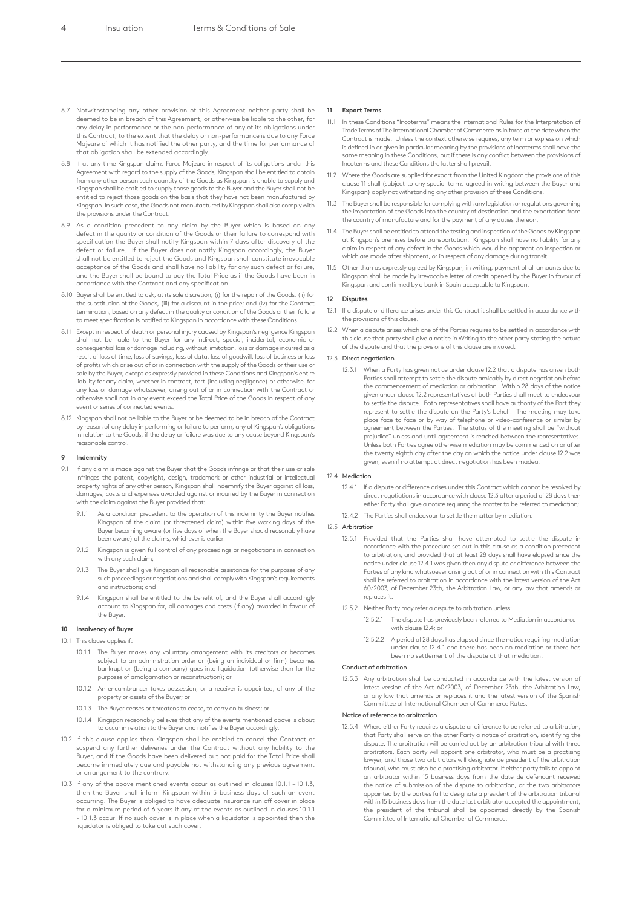8.7 Notwithstanding any other provision of this Agreement neither party shall be deemed to be in breach of this Agreement, or otherwise be liable to the other, for any delay in performance or the non-performance of any of its obligations under this Contract, to the extent that the delay or non-performance is due to any Force Majeure of which it has notified the other party, and the time for performance of that obligation shall be extended accordingly.

8.8 If at any time Kingspan claims Force Majeure in respect of its obligations under this Agreement with regard to the supply of the Goods, Kingspan shall be entitled to obtain from any other person such quantity of the Goods as Kingspan is unable to supply and Kingspan shall be entitled to supply those goods to the Buyer and the Buyer shall not be entitled to reject those goods on the basis that they have not been manufactured by Kingspan. In such case, the Goods not manufactured by Kingspan shall also comply with the provisions under the Contract.

8.9 As a condition precedent to any claim by the Buyer which is based on any defect in the quality or condition of the Goods or their failure to correspond with specification the Buyer shall notify Kingspan within 7 days after discovery of the defect or failure. If the Buyer does not notify Kingspan accordingly, the Buyer shall not be entitled to reject the Goods and Kingspan shall constitute irrevocable acceptance of the Goods and shall have no liability for any such defect or failure, and the Buyer shall be bound to pay the Total Price as if the Goods have been in accordance with the Contract and any specification.

8.10 Buyer shall be entitled to ask, at its sole discretion, (i) for the repair of the Goods, (ii) for the substitution of the Goods, (iii) for a discount in the price; and (iv) for the Contract termination, based on any defect in the quality or condition of the Goods or their failure to meet specification is notified to Kingspan in accordance with these Conditions.

8.11 Except in respect of death or personal injury caused by Kingspan's negligence Kingspan shall not be liable to the Buyer for any indirect, special, incidental, economic or consequential loss or damage including, without limitation, loss or damage incurred as a result of loss of time, loss of savings, loss of data, loss of goodwill, loss of business or loss of profits which arise out of or in connection with the supply of the Goods or their use or sale by the Buyer, except as expressly provided in these Conditions and Kingspan's entire liability for any claim, whether in contract, tort (including negligence) or otherwise, for any loss or damage whatsoever, arising out of or in connection with the Contract or otherwise shall not in any event exceed the Total Price of the Goods in respect of any event or series of connected events.

8.12 Kingspan shall not be liable to the Buyer or be deemed to be in breach of the Contract by reason of any delay in performing or failure to perform, any of Kingspan's obligations in relation to the Goods, if the delay or failure was due to any cause beyond Kingspan's reasonable control.

## 9 Indemnity

9.1 If any claim is made against the Buyer that the Goods infringe or that their use or sale infringes the patent, copyright, design, trademark or other industrial or intellectual property rights of any other person, Kingspan shall indemnify the Buyer against all loss, damages, costs and expenses awarded against or incurred by the Buyer in connection with the claim against the Buyer provided that:

9.1.1 As a condition precedent to the operation of this indemnity the Buyer notifies Kingspan of the claim (or threatened claim) within five working days of the Buyer becoming aware (or five days of when the Buyer should reasonably have been aware) of the claims, whichever is earlier.

9.1.2 Kingspan is given full control of any proceedings or negotiations in connection with any such claim;

9.1.3 The Buyer shall give Kingspan all reasonable assistance for the purposes of any such proceedings or negotiations and shall comply with Kingspan's requirements and instructions; and

9.1.4 Kingspan shall be entitled to the benefit of, and the Buyer shall accordingly account to Kingspan for, all damages and costs (if any) awarded in favour of the Buyer.

## 10 Insolvency of Buyer

10.1 This clause applies if:

10.1.1 The Buyer makes any voluntary arrangement with its creditors or becomes subject to an administration order or (being an individual or firm) becomes bankrupt or (being a company) goes into liquidation (otherwise than for the purposes of amalgamation or reconstruction); or

10.1.2 An encumbrancer takes possession, or a receiver is appointed, of any of the property or assets of the Buyer; or

10.1.3 The Buyer ceases or threatens to cease, to carry on business; or

10.1.4 Kingspan reasonably believes that any of the events mentioned above is about to occur in relation to the Buyer and notifies the Buyer accordingly.

10.2 If this clause applies then Kingspan shall be entitled to cancel the Contract or suspend any further deliveries under the Contract without any liability to the Buyer, and if the Goods have been delivered but not paid for the Total Price shall become immediately due and payable not withstanding any previous agreement or arrangement to the contrary.

10.3 If any of the above mentioned events occur as outlined in clauses 10.1.1 – 10.1.3, then the Buyer shall inform Kingspan within 5 business days of such an event occurring. The Buyer is obliged to have adequate insurance run off cover in place for a minimum period of 6 years if any of the events as outlined in clauses 10.1.1 - 10.1.3 occur. If no such cover is in place when a liquidator is appointed then the liquidator is obliged to take out such cover.

## 11 Export Terms

11.1 In these Conditions "Incoterms" means the International Rules for the Interpretation of Trade Terms of The International Chamber of Commerce as in force at the date when the Contract is made. Unless the context otherwise requires, any term or expression which is defined in or given in particular meaning by the provisions of Incoterms shall have the same meaning in these Conditions, but if there is any conflict between the provisions of Incoterms and these Conditions the latter shall prevail.

11.2 Where the Goods are supplied for export from the United Kingdom the provisions of this clause 11 shall (subject to any special terms agreed in writing between the Buyer and Kingspan) apply not withstanding any other provision of these Conditions.

11.3 The Buyer shall be responsible for complying with any legislation or regulations governing the importation of the Goods into the country of destination and the exportation from the country of manufacture and for the payment of any duties thereon.

11.4 The Buyer shall be entitled to attend the testing and inspection of the Goods by Kingspan at Kingspan's premises before transportation. Kingspan shall have no liability for any claim in respect of any defect in the Goods which would be apparent on inspection or which are made after shipment, or in respect of any damage during transit.

11.5 Other than as expressly agreed by Kingspan, in writing, payment of all amounts due to Kingspan shall be made by irrevocable letter of credit opened by the Buyer in favour of Kingspan and confirmed by a bank in Spain acceptable to Kingspan.

## 12 Disputes

12.1 If a dispute or difference arises under this Contract it shall be settled in accordance with the provisions of this clause.

12.2 When a dispute arises which one of the Parties requires to be settled in accordance with this clause that party shall give a notice in Writing to the other party stating the nature of the dispute and that the provisions of this clause are invoked.

### 12.3 Direct negotiation

12.3.1 When a Party has given notice under clause 12.2 that a dispute has arisen both Parties shall attempt to settle the dispute amicably by direct negotiation before the commencement of mediation or arbitration. Within 28 days of the notice given under clause 12.2 representatives of both Parties shall meet to endeavour to settle the dispute. Both representatives shall have authority of the Part they represent to settle the dispute on the Party's behalf. The meeting may take place face to face or by way of telephone or video-conference or similar by agreement between the Parties. The status of the meeting shall be "without prejudice" unless and until agreement is reached between the representatives. Unless both Parties agree otherwise mediation may be commenced on or after the twenty eighth day after the day on which the notice under clause 12.2 was given, even if no attempt at direct negotiation has been madea.

### 12.4 Mediation

12.4.1 If a dispute or difference arises under this Contract which cannot be resolved by direct negotiations in accordance with clause 12.3 after a period of 28 days then either Party shall give a notice requiring the matter to be referred to mediation;

12.4.2 The Parties shall endeavour to settle the matter by mediation.

### 12.5 Arbitration

12.5.1 Provided that the Parties shall have attempted to settle the dispute in accordance with the procedure set out in this clause as a condition precedent to arbitration, and provided that at least 28 days shall have elapsed since the notice under clause 12.4.1 was given then any dispute or difference between the Parties of any kind whatsoever arising out of or in connection with this Contract shall be referred to arbitration in accordance with the latest version of the Act 60/2003, of December 23th, the Arbitration Law, or any law that amends or replaces it.

12.5.2 Neither Party may refer a dispute to arbitration unless:

12.5.2.1 The dispute has previously been referred to Mediation in accordance with clause 12.4; or

12.5.2.2 A period of 28 days has elapsed since the notice requiring mediation under clause 12.4.1 and there has been no mediation or there has been no settlement of the dispute at that mediation.

#### Conduct of arbitration

12.5.3 Any arbitration shall be conducted in accordance with the latest version of latest version of the Act 60/2003, of December 23th, the Arbitration Law, or any law that amends or replaces it and the latest version of the Spanish Committee of International Chamber of Commerce Rates.

#### Notice of reference to arbitration

12.5.4 Where either Party requires a dispute or difference to be referred to arbitration, that Party shall serve on the other Party a notice of arbitration, identifying the dispute. The arbitration will be carried out by an arbitration tribunal with three arbitrators. Each party will appoint one arbitrator, who must be a practising lawyer, and those two arbitrators will designate de president of the arbitration tribunal, who must also be a practising arbitrator. If either party fails to appoint an arbitrator within 15 business days from the date de defendant received the notice of submission of the dispute to arbitration, or the two arbitrators appointed by the parties fail to designate a president of the arbitration tribunal within 15 business days from the date last arbitrator accepted the appointment, the president of the tribunal shall be appointed directly by the Spanish Committee of International Chamber of Commerce.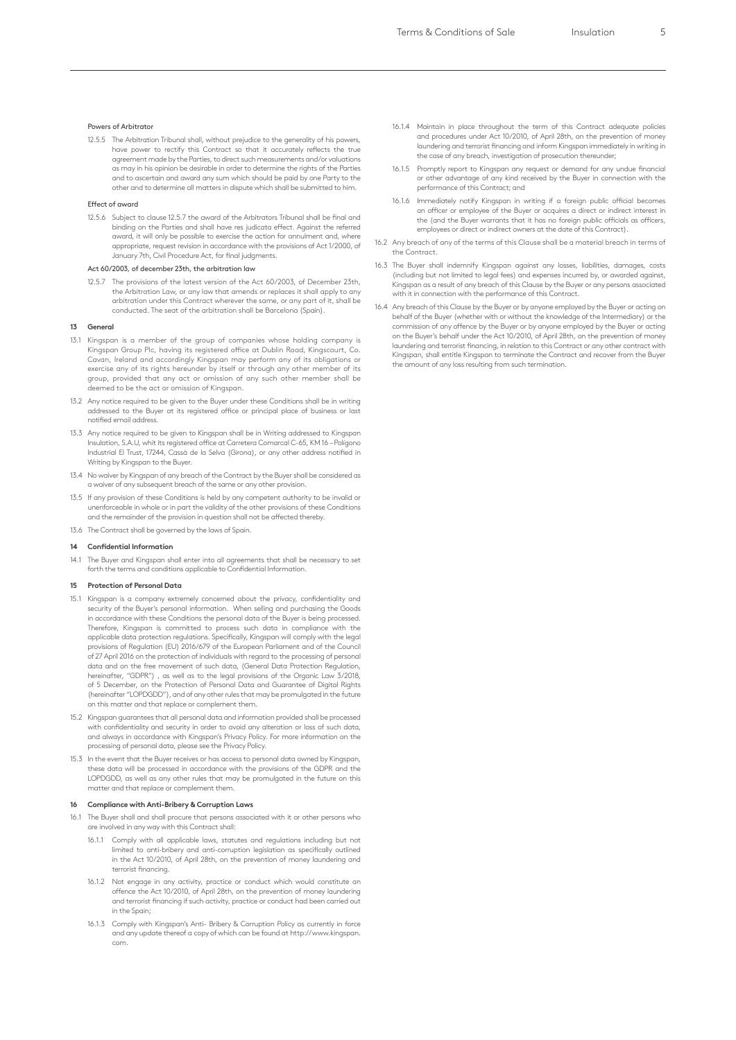#### Powers of Arbitrator

12.5.5 The Arbitration Tribunal shall, without prejudice to the generality of his powers, have power to rectify this Contract so that it accurately reflects the true agreement made by the Parties, to direct such measurements and/or valuations as may in his opinion be desirable in order to determine the rights of the Parties and to ascertain and award any sum which should be paid by one Party to the other and to determine all matters in dispute which shall be submitted to him.

#### Effect of award

12.5.6 Subject to clause 12.5.7 the award of the Arbitrators Tribunal shall be final and binding on the Parties and shall have res judicata effect. Against the referred award, it will only be possible to exercise the action for annulment and, where appropriate, request revision in accordance with the provisions of Act 1/2000, of January 7th, Civil Procedure Act, for final judgments.

#### Act 60/2003, of december 23th, the arbitration law

12.5.7 The provisions of the latest version of the Act 60/2003, of December 23th, the Arbitration Law, or any law that amends or replaces it shall apply to any arbitration under this Contract wherever the same, or any part of it, shall be conducted. The seat of the arbitration shall be Barcelona (Spain).

## 13 General

13.1 Kingspan is a member of the group of companies whose holding company is Kingspan Group Plc, having its registered office at Dublin Road, Kingscourt, Co. Cavan, Ireland and accordingly Kingspan may perform any of its obligations or exercise any of its rights hereunder by itself or through any other member of its group, provided that any act or omission of any such other member shall be deemed to be the act or omission of Kingspan.

13.2 Any notice required to be given to the Buyer under these Conditions shall be in writing addressed to the Buyer at its registered office or principal place of business or last notified email address.

13.3 Any notice required to be given to Kingspan shall be in Writing addressed to Kingspan Insulation, S.A.U, whit its registered office at Carretera Comarcal C-65, KM 16 – Polígono Industrial El Trust, 17244, Cassà de la Selva (Girona), or any other address notified in Writing by Kingspan to the Buyer.

13.4 No waiver by Kingspan of any breach of the Contract by the Buyer shall be considered as a waiver of any subsequent breach of the same or any other provision.

13.5 If any provision of these Conditions is held by any competent authority to be invalid or unenforceable in whole or in part the validity of the other provisions of these Conditions and the remainder of the provision in question shall not be affected thereby.

13.6 The Contract shall be governed by the laws of Spain.

## 14 Confidential Information

14.1 The Buyer and Kingspan shall enter into all agreements that shall be necessary to set forth the terms and conditions applicable to Confidential Information.

## 15 Protection of Personal Data

15.1 Kingspan is a company extremely concerned about the privacy, confidentiality and security of the Buyer's personal information. When selling and purchasing the Goods in accordance with these Conditions the personal data of the Buyer is being processed. Therefore, Kingspan is committed to process such data in compliance with the applicable data protection regulations. Specifically, Kingspan will comply with the legal provisions of Regulation (EU) 2016/679 of the European Parliament and of the Council of 27 April 2016 on the protection of individuals with regard to the processing of personal data and on the free movement of such data, (General Data Protection Regulation, hereinafter, "GDPR") , as well as to the legal provisions of the Organic Law 3/2018, of 5 December, on the Protection of Personal Data and Guarantee of Digital Rights (hereinafter "LOPDGDD"), and of any other rules that may be promulgated in the future on this matter and that replace or complement them.

15.2 Kingspan guarantees that all personal data and information provided shall be processed with confidentiality and security in order to avoid any alteration or loss of such data, and always in accordance with Kingspan's Privacy Policy. For more information on the processing of personal data, please see the Privacy Policy.

15.3 In the event that the Buyer receives or has access to personal data owned by Kingspan, these data will be processed in accordance with the provisions of the GDPR and the LOPDGDD, as well as any other rules that may be promulgated in the future on this matter and that replace or complement them.

## 16 Compliance with Anti-Bribery & Corruption Laws

16.1 The Buyer shall and shall procure that persons associated with it or other persons who are involved in any way with this Contract shall:

16.1.1 Comply with all applicable laws, statutes and regulations including but not limited to anti-bribery and anti-corruption legislation as specifically outlined in the Act 10/2010, of April 28th, on the prevention of money laundering and terrorist financing.

16.1.2 Not engage in any activity, practice or conduct which would constitute an offence the Act 10/2010, of April 28th, on the prevention of money laundering and terrorist financing if such activity, practice or conduct had been carried out in the Spain;

16.1.3 Comply with Kingspan's Anti- Bribery & Corruption Policy as currently in force and any update thereof a copy of which can be found at http://www.kingspan.com.

16.1.4 Maintain in place throughout the term of this Contract adequate policies and procedures under Act 10/2010, of April 28th, on the prevention of money laundering and terrorist financing and inform Kingspan immediately in writing in the case of any breach, investigation of prosecution thereunder;

16.1.5 Promptly report to Kingspan any request or demand for any undue financial or other advantage of any kind received by the Buyer in connection with the performance of this Contract; and

16.1.6 Immediately notify Kingspan in writing if a foreign public official becomes an officer or employee of the Buyer or acquires a direct or indirect interest in the (and the Buyer warrants that it has no foreign public officials as officers, employees or direct or indirect owners at the date of this Contract).

16.2 Any breach of any of the terms of this Clause shall be a material breach in terms of the Contract.

16.3 The Buyer shall indemnify Kingspan against any losses, liabilities, damages, costs (including but not limited to legal fees) and expenses incurred by, or awarded against, Kingspan as a result of any breach of this Clause by the Buyer or any persons associated with it in connection with the performance of this Contract.

16.4 Any breach of this Clause by the Buyer or by anyone employed by the Buyer or acting on behalf of the Buyer (whether with or without the knowledge of the Intermediary) or the commission of any offence by the Buyer or by anyone employed by the Buyer or acting on the Buyer's behalf under the Act 10/2010, of April 28th, on the prevention of money laundering and terrorist financing, in relation to this Contract or any other contract with Kingspan, shall entitle Kingspan to terminate the Contract and recover from the Buyer the amount of any loss resulting from such termination.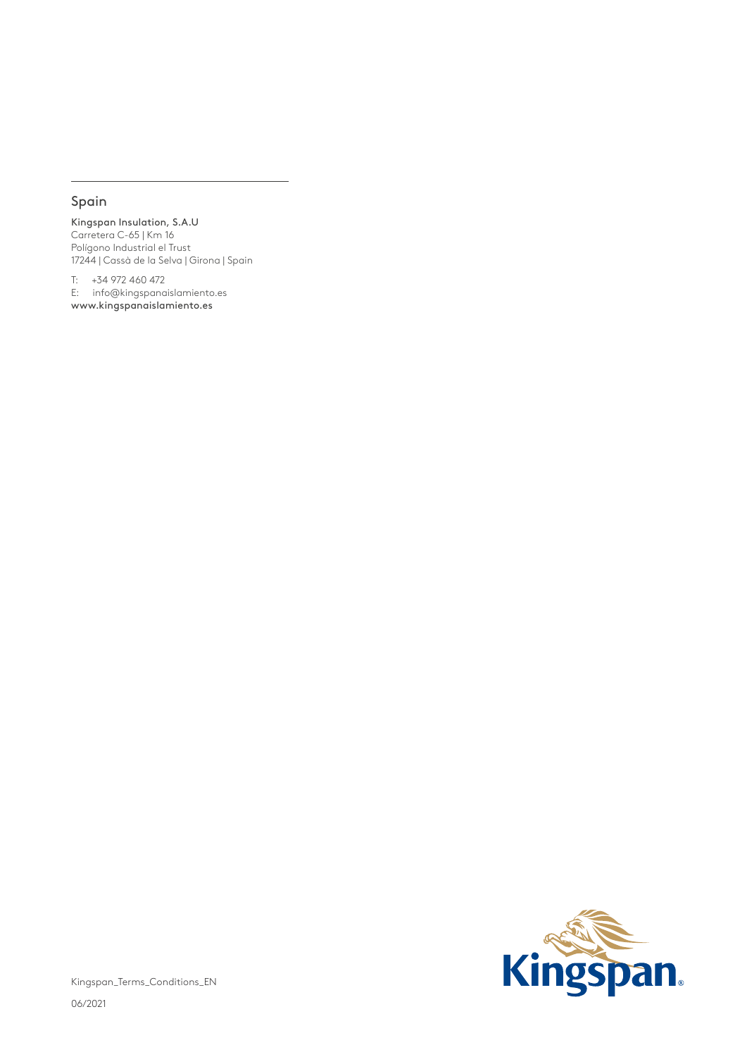## Spain

**Kingspan Insulation, S.A.U**
Carretera C-65 | Km 16
Polígono Industrial el Trust
17244 | Cassà de la Selva | Girona | Spain

T: +34 972 460 472
E: info@kingspanaislamiento.es
**www.kingspanaislamiento.es**

Kingspan_Terms_Conditions_EN

06/2021